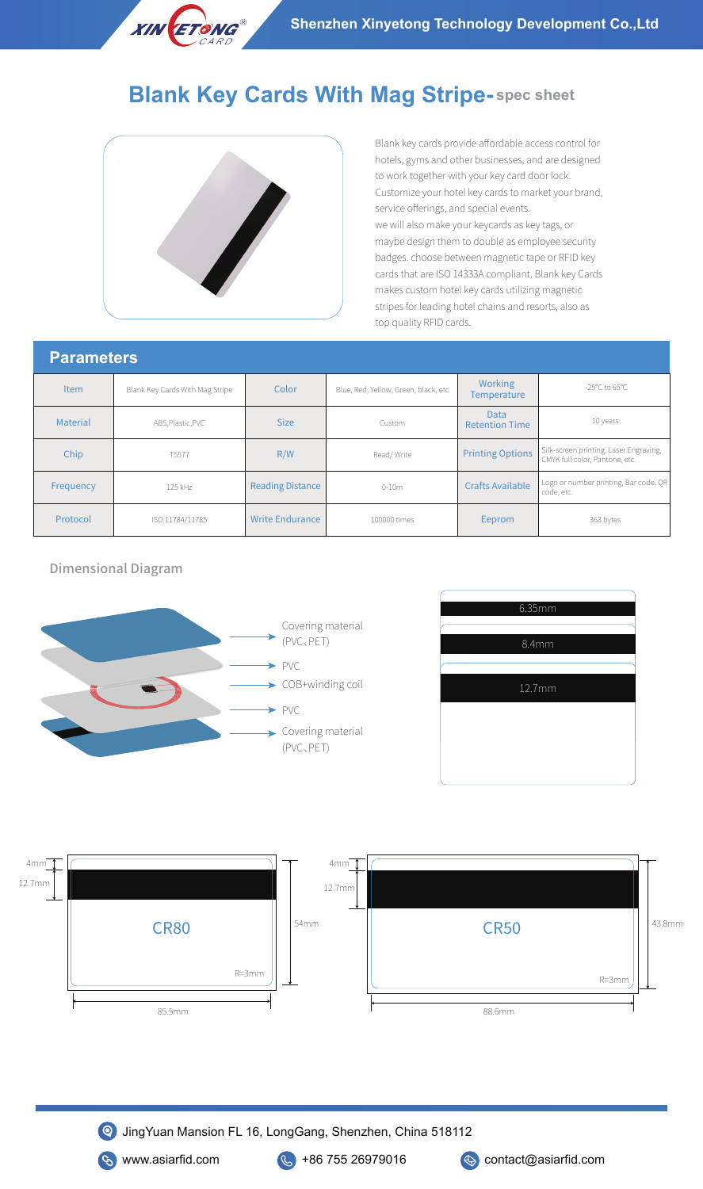# Blank Key Cards With Mag Stripe- spec sheet

Blank key cards provide affordable access control for hotels, gyms and other businesses, and are designed to work together with your key card door lock. Customize your hotel key cards to market your brand, service offerings, and special events.
we will also make your keycards as key tags, or maybe design them to double as employee security badges. choose between magnetic tape or RFID key cards that are ISO 14333A compliant. Blank key Cards makes custom hotel key cards utilizing magnetic stripes for leading hotel chains and resorts, also as top quality RFID cards.

## Parameters

| Item | Blank Key Cards With Mag Stripe | Color | Blue, Red, Yellow, Green, black, etc | Working Temperature | -25℃ to 65℃ |
|---|---|---|---|---|---|
| Material | ABS,Plastic,PVC | Size | Custom | Data Retention Time | 10 years |
| Chip | T5577 | R/W | Read/ Write | Printing Options | Silk-screen printing, Laser Engraving, CMYK full color, Pantone, etc. |
| Frequency | 125 kHz | Reading Distance | 0-10m | Crafts Available | Logo or number printing, Bar code, QR code, etc. |
| Protocol | ISO 11784/11785 | Write Endurance | 100000 times | Eeprom | 363 bytes |

### Dimensional Diagram

- Covering material (PVC、PET)
- PVC
- COB+winding coil
- PVC
- Covering material (PVC、PET)

6.35mm
8.4mm
12.7mm

CR80: 4mm, 12.7mm, 54mm, R=3mm, 85.5mm

CR50: 4mm, 12.7mm, 43.8mm, R=3mm, 88.6mm

JingYuan Mansion FL 16, LongGang, Shenzhen, China 518112

www.asiarfid.com +86 755 26979016 contact@asiarfid.com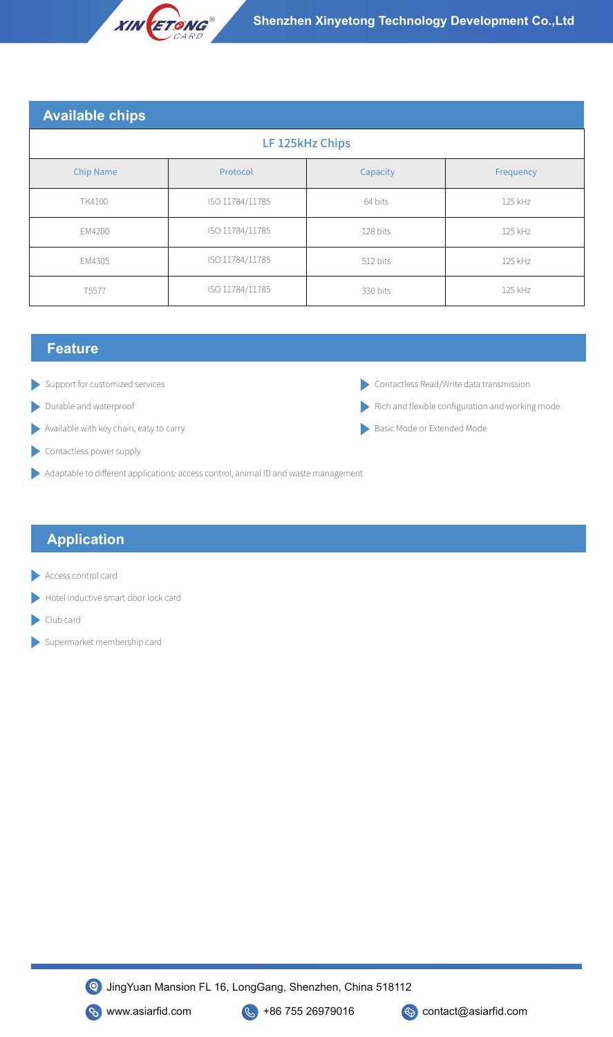## Available chips

| LF 125kHz Chips | | | |
|---|---|---|---|
| Chip Name | Protocol | Capacity | Frequency |
| TK4100 | ISO 11784/11785 | 64 bits | 125 kHz |
| EM4200 | ISO 11784/11785 | 128 bits | 125 kHz |
| EM4305 | ISO 11784/11785 | 512 bits | 125 kHz |
| T5577 | ISO 11784/11785 | 330 bits | 125 kHz |

## Feature

- Support for customized services
- Durable and waterproof
- Available with key chain, easy to carry
- Contactless power supply
- Adaptable to different applications: access control, animal ID and waste management
- Contactless Read/Write data transmission
- Rich and flexible configuration and working mode
- Basic Mode or Extended Mode

## Application

- Access control card
- Hotel inductive smart door lock card
- Club card
- Supermarket membership card

JingYuan Mansion FL 16, LongGang, Shenzhen, China 518112

www.asiarfid.com | +86 755 26979016 | contact@asiarfid.com